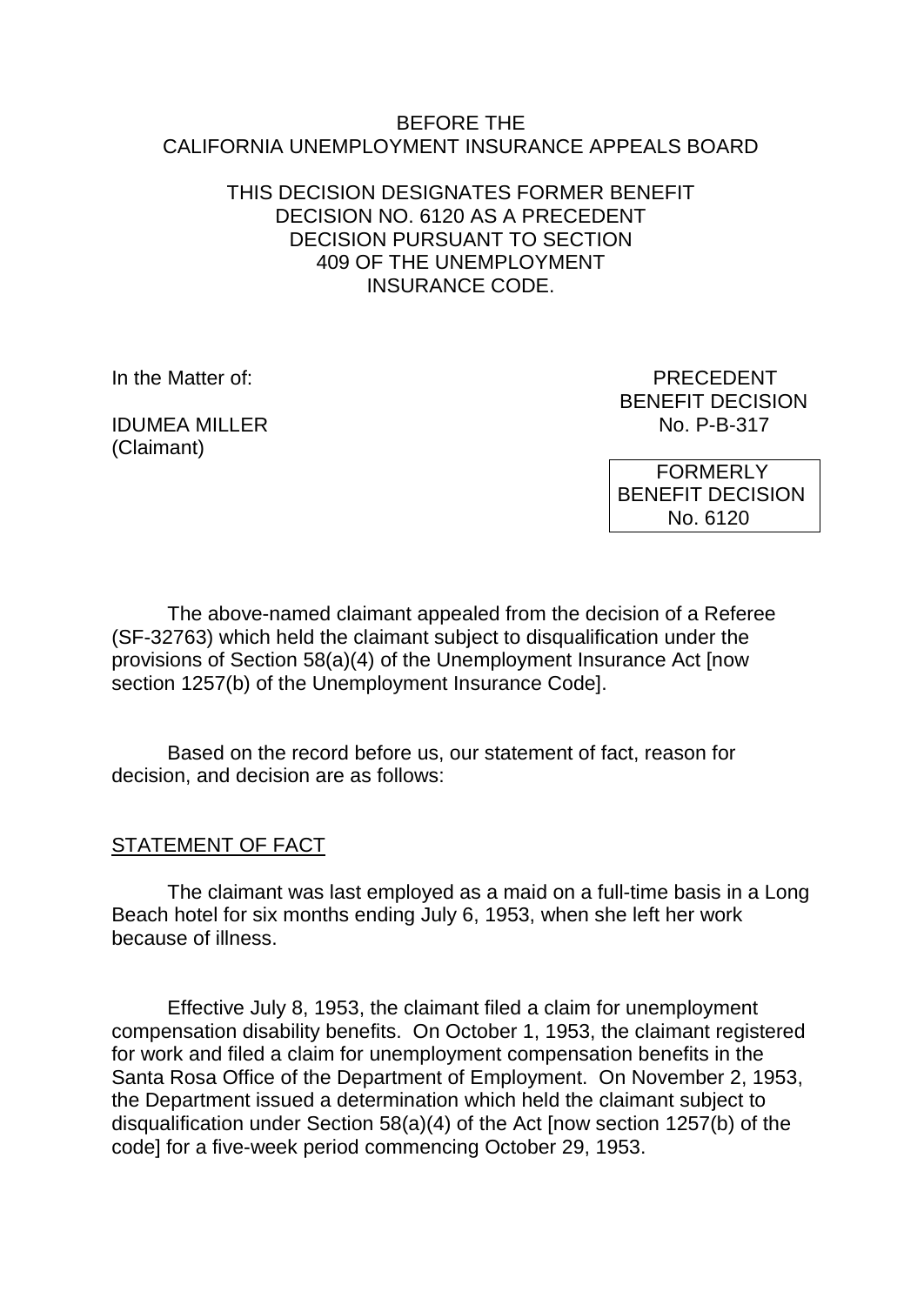BEFORE THE
CALIFORNIA UNEMPLOYMENT INSURANCE APPEALS BOARD

THIS DECISION DESIGNATES FORMER BENEFIT DECISION NO. 6120 AS A PRECEDENT DECISION PURSUANT TO SECTION 409 OF THE UNEMPLOYMENT INSURANCE CODE.

In the Matter of:

IDUMEA MILLER
(Claimant)

PRECEDENT
BENEFIT DECISION
No. P-B-317

FORMERLY
BENEFIT DECISION
No. 6120

The above-named claimant appealed from the decision of a Referee (SF-32763) which held the claimant subject to disqualification under the provisions of Section 58(a)(4) of the Unemployment Insurance Act [now section 1257(b) of the Unemployment Insurance Code].

Based on the record before us, our statement of fact, reason for decision, and decision are as follows:

## STATEMENT OF FACT

The claimant was last employed as a maid on a full-time basis in a Long Beach hotel for six months ending July 6, 1953, when she left her work because of illness.

Effective July 8, 1953, the claimant filed a claim for unemployment compensation disability benefits. On October 1, 1953, the claimant registered for work and filed a claim for unemployment compensation benefits in the Santa Rosa Office of the Department of Employment. On November 2, 1953, the Department issued a determination which held the claimant subject to disqualification under Section 58(a)(4) of the Act [now section 1257(b) of the code] for a five-week period commencing October 29, 1953.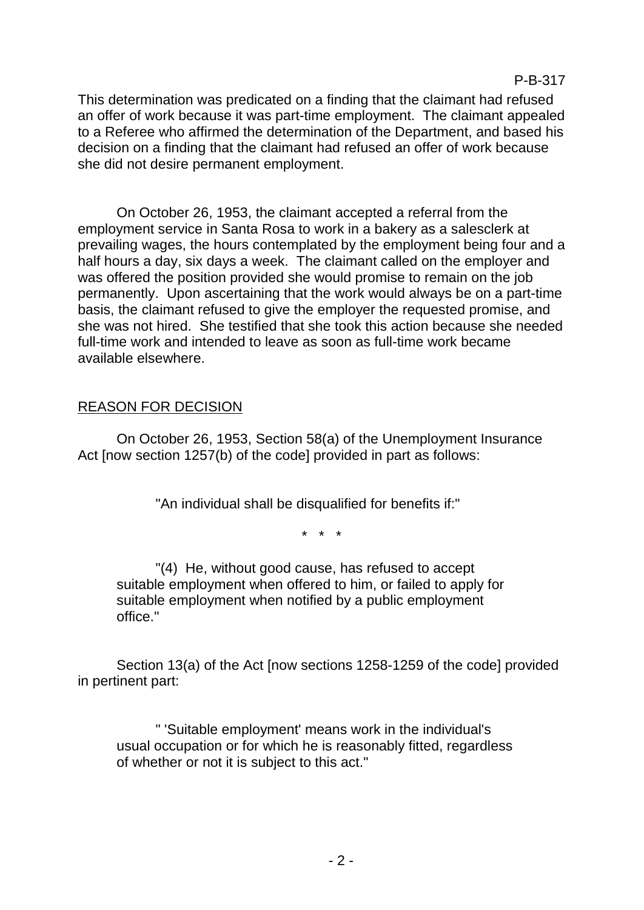This determination was predicated on a finding that the claimant had refused an offer of work because it was part-time employment. The claimant appealed to a Referee who affirmed the determination of the Department, and based his decision on a finding that the claimant had refused an offer of work because she did not desire permanent employment.

On October 26, 1953, the claimant accepted a referral from the employment service in Santa Rosa to work in a bakery as a salesclerk at prevailing wages, the hours contemplated by the employment being four and a half hours a day, six days a week. The claimant called on the employer and was offered the position provided she would promise to remain on the job permanently. Upon ascertaining that the work would always be on a part-time basis, the claimant refused to give the employer the requested promise, and she was not hired. She testified that she took this action because she needed full-time work and intended to leave as soon as full-time work became available elsewhere.

## REASON FOR DECISION

On October 26, 1953, Section 58(a) of the Unemployment Insurance Act [now section 1257(b) of the code] provided in part as follows:

> "An individual shall be disqualified for benefits if:"
>
> \* \* \*
>
> "(4) He, without good cause, has refused to accept suitable employment when offered to him, or failed to apply for suitable employment when notified by a public employment office."

Section 13(a) of the Act [now sections 1258-1259 of the code] provided in pertinent part:

> " 'Suitable employment' means work in the individual's usual occupation or for which he is reasonably fitted, regardless of whether or not it is subject to this act."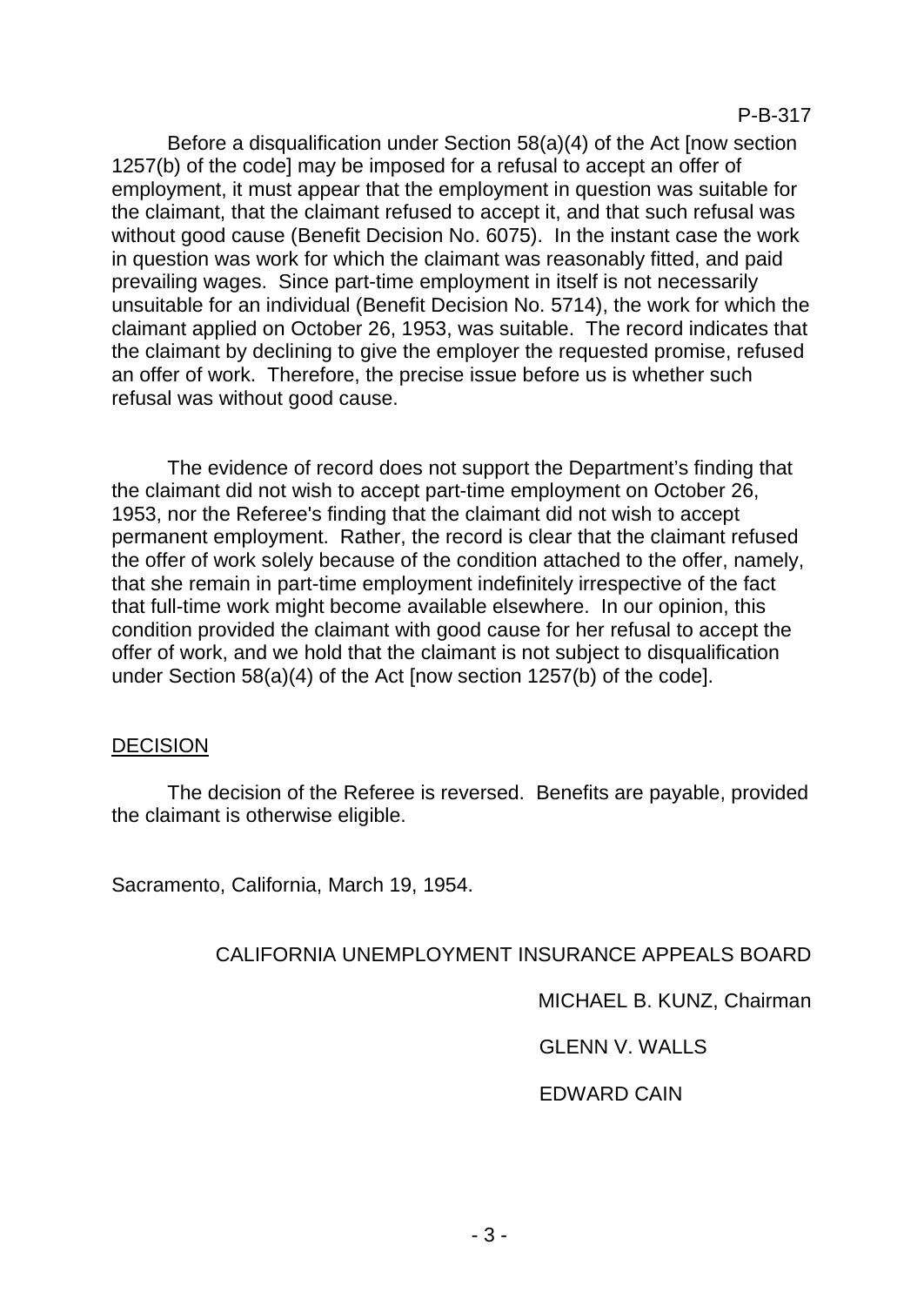Before a disqualification under Section 58(a)(4) of the Act [now section 1257(b) of the code] may be imposed for a refusal to accept an offer of employment, it must appear that the employment in question was suitable for the claimant, that the claimant refused to accept it, and that such refusal was without good cause (Benefit Decision No. 6075). In the instant case the work in question was work for which the claimant was reasonably fitted, and paid prevailing wages. Since part-time employment in itself is not necessarily unsuitable for an individual (Benefit Decision No. 5714), the work for which the claimant applied on October 26, 1953, was suitable. The record indicates that the claimant by declining to give the employer the requested promise, refused an offer of work. Therefore, the precise issue before us is whether such refusal was without good cause.

The evidence of record does not support the Department's finding that the claimant did not wish to accept part-time employment on October 26, 1953, nor the Referee's finding that the claimant did not wish to accept permanent employment. Rather, the record is clear that the claimant refused the offer of work solely because of the condition attached to the offer, namely, that she remain in part-time employment indefinitely irrespective of the fact that full-time work might become available elsewhere. In our opinion, this condition provided the claimant with good cause for her refusal to accept the offer of work, and we hold that the claimant is not subject to disqualification under Section 58(a)(4) of the Act [now section 1257(b) of the code].

## DECISION

The decision of the Referee is reversed. Benefits are payable, provided the claimant is otherwise eligible.

Sacramento, California, March 19, 1954.

CALIFORNIA UNEMPLOYMENT INSURANCE APPEALS BOARD

MICHAEL B. KUNZ, Chairman

GLENN V. WALLS

EDWARD CAIN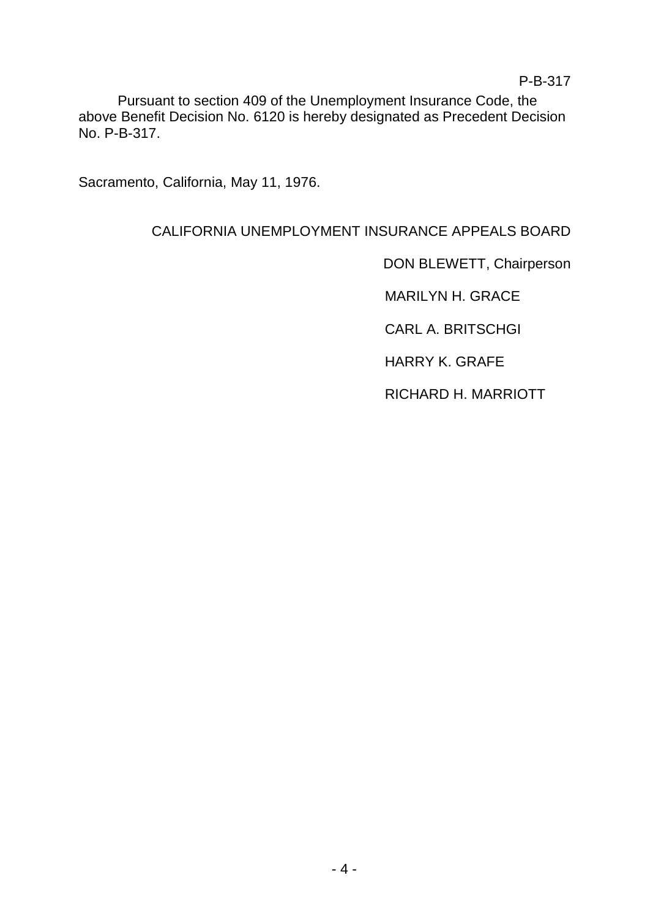Pursuant to section 409 of the Unemployment Insurance Code, the above Benefit Decision No. 6120 is hereby designated as Precedent Decision No. P-B-317.

Sacramento, California, May 11, 1976.

CALIFORNIA UNEMPLOYMENT INSURANCE APPEALS BOARD

DON BLEWETT, Chairperson

MARILYN H. GRACE

CARL A. BRITSCHGI

HARRY K. GRAFE

RICHARD H. MARRIOTT